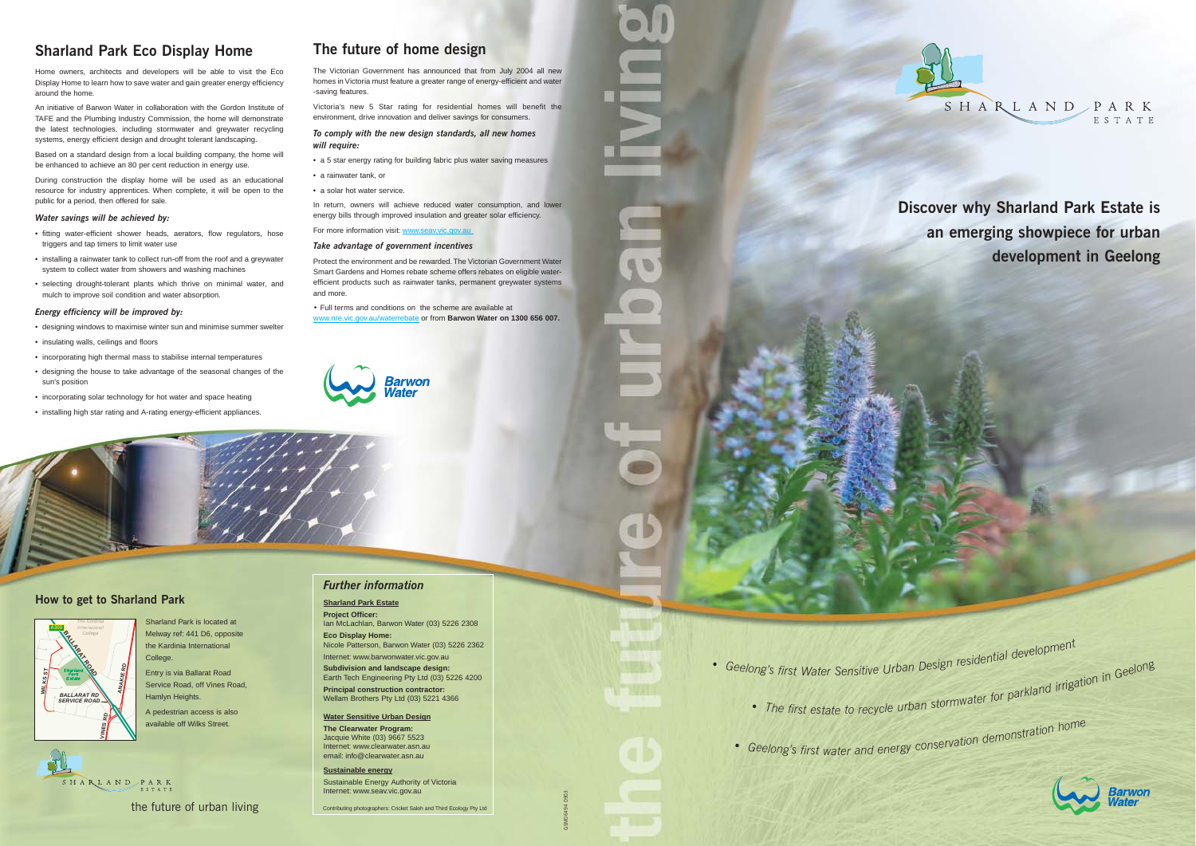## Sharland Park Eco Display Home

Home owners, architects and developers will be able to visit the Eco Display Home to learn how to save water and gain greater energy efficiency around the home.

An initiative of Barwon Water in collaboration with the Gordon Institute of TAFE and the Plumbing Industry Commission, the home will demonstrate the latest technologies, including stormwater and greywater recycling systems, energy efficient design and drought tolerant landscaping.

Based on a standard design from a local building company, the home will be enhanced to achieve an 80 per cent reduction in energy use.

During construction the display home will be used as an educational resource for industry apprentices. When complete, it will be open to the public for a period, then offered for sale.

### *Water savings will be achieved by:*

- fitting water-efficient shower heads, aerators, flow regulators, hose triggers and tap timers to limit water use
- installing a rainwater tank to collect run-off from the roof and a greywater system to collect water from showers and washing machines
- selecting drought-tolerant plants which thrive on minimal water, and mulch to improve soil condition and water absorption.

### *Energy efficiency will be improved by:*

- designing windows to maximise winter sun and minimise summer swelter
- insulating walls, ceilings and floors
- incorporating high thermal mass to stabilise internal temperatures
- designing the house to take advantage of the seasonal changes of the sun's position
- incorporating solar technology for hot water and space heating
- installing high star rating and A-rating energy-efficient appliances.

## The future of home design

The Victorian Government has announced that from July 2004 all new homes in Victoria must feature a greater range of energy-efficient and water -saving features.

Victoria's new 5 Star rating for residential homes will benefit the environment, drive innovation and deliver savings for consumers.

### *To comply with the new design standards, all new homes will require:*

- a 5 star energy rating for building fabric plus water saving measures
- a rainwater tank, or
- a solar hot water service.

In return, owners will achieve reduced water consumption, and lower energy bills through improved insulation and greater solar efficiency.

For more information visit: www.seav.vic.gov.au

### *Take advantage of government incentives*

Protect the environment and be rewarded. The Victorian Government Water Smart Gardens and Homes rebate scheme offers rebates on eligible water-efficient products such as rainwater tanks, permanent greywater systems and more.

- Full terms and conditions on the scheme are available at www.nre.vic.gov.au/waterrebate or from **Barwon Water on 1300 656 007.**

Barwon Water

## How to get to Sharland Park

Sharland Park is located at Melway ref: 441 D6, opposite the Kardinia International College.

Entry is via Ballarat Road Service Road, off Vines Road, Hamlyn Heights.

A pedestrian access is also available off Wilks Street.

SHARLAND PARK ESTATE

the future of urban living

## *Further information*

**Sharland Park Estate**

**Project Officer:**
Ian McLachlan, Barwon Water (03) 5226 2308

**Eco Display Home:**
Nicole Patterson, Barwon Water (03) 5226 2362

Internet: www.barwonwater.vic.gov.au

**Subdivision and landscape design:**
Earth Tech Engineering Pty Ltd (03) 5226 4200

**Principal construction contractor:**
Wellam Brothers Pty Ltd (03) 5221 4366

**Water Sensitive Urban Design**

**The Clearwater Program:**
Jacquie White (03) 9667 5523
Internet: www.clearwater.asn.au
email: info@clearwater.asn.au

**Sustainable energy**

Sustainable Energy Authority of Victoria
Internet: www.seav.vic.gov.au

Contributing photographers: Cricket Saleh and Third Ecology Pty Ltd

GMD4494 0903

# the future of urban living

SHARLAND PARK ESTATE

## Discover why Sharland Park Estate is an emerging showpiece for urban development in Geelong

- *Geelong's first Water Sensitive Urban Design residential development*
- *The first estate to recycle urban stormwater for parkland irrigation in Geelong*
- *Geelong's first water and energy conservation demonstration home*

Barwon Water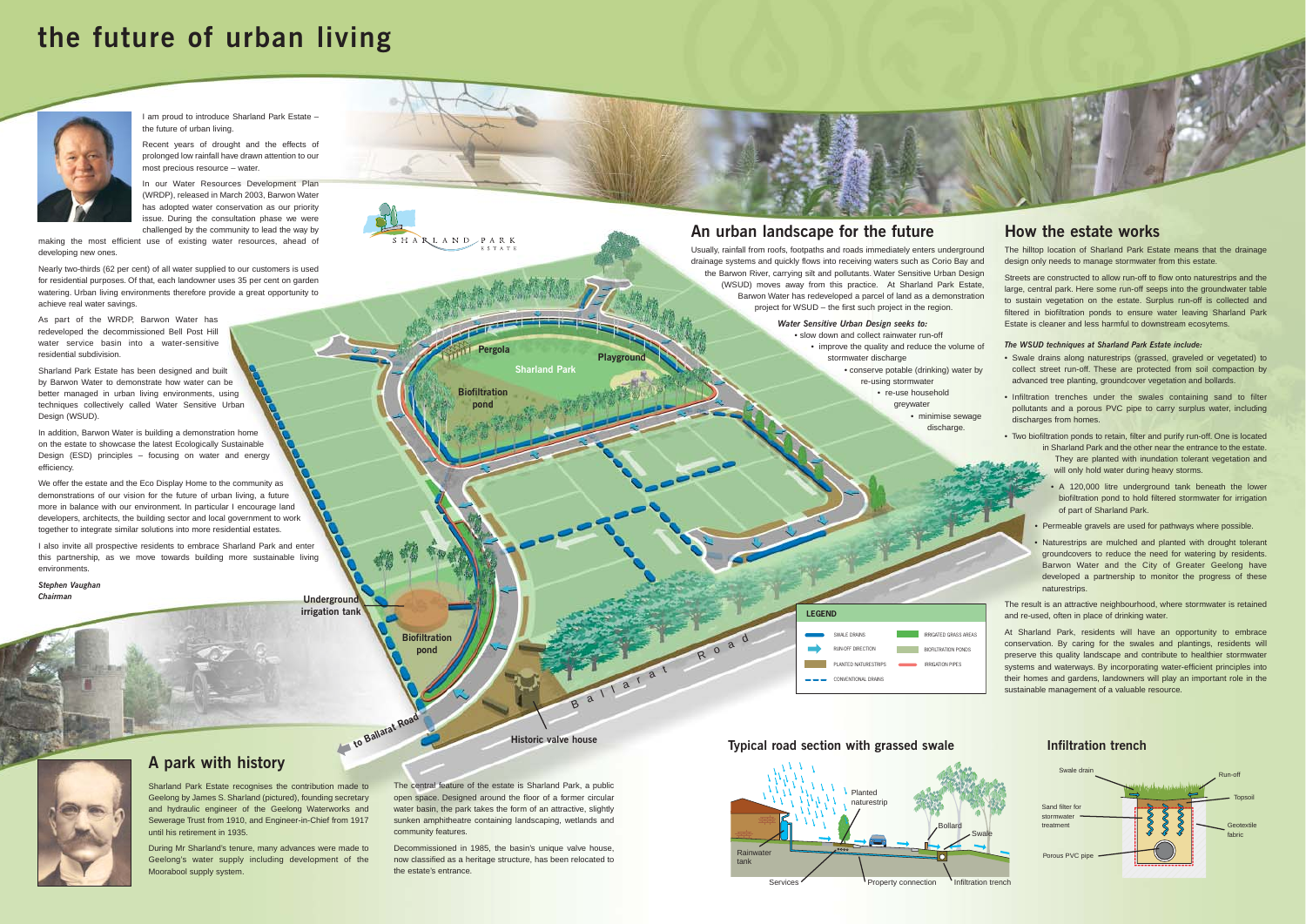# the future of urban living

I am proud to introduce Sharland Park Estate – the future of urban living.

Recent years of drought and the effects of prolonged low rainfall have drawn attention to our most precious resource – water.

In our Water Resources Development Plan (WRDP), released in March 2003, Barwon Water has adopted water conservation as our priority issue. During the consultation phase we were challenged by the community to lead the way by making the most efficient use of existing water resources, ahead of developing new ones.

Nearly two-thirds (62 per cent) of all water supplied to our customers is used for residential purposes. Of that, each landowner uses 35 per cent on garden watering. Urban living environments therefore provide a great opportunity to achieve real water savings.

As part of the WRDP, Barwon Water has redeveloped the decommissioned Bell Post Hill water service basin into a water-sensitive residential subdivision.

Sharland Park Estate has been designed and built by Barwon Water to demonstrate how water can be better managed in urban living environments, using techniques collectively called Water Sensitive Urban Design (WSUD).

In addition, Barwon Water is building a demonstration home on the estate to showcase the latest Ecologically Sustainable Design (ESD) principles – focusing on water and energy efficiency.

We offer the estate and the Eco Display Home to the community as demonstrations of our vision for the future of urban living, a future more in balance with our environment. In particular I encourage land developers, architects, the building sector and local government to work together to integrate similar solutions into more residential estates.

I also invite all prospective residents to embrace Sharland Park and enter this partnership, as we move towards building more sustainable living environments.

***Stephen Vaughan***
***Chairman***

## A park with history

Sharland Park Estate recognises the contribution made to Geelong by James S. Sharland (pictured), founding secretary and hydraulic engineer of the Geelong Waterworks and Sewerage Trust from 1910, and Engineer-in-Chief from 1917 until his retirement in 1935.

During Mr Sharland's tenure, many advances were made to Geelong's water supply including development of the Moorabool supply system.

The central feature of the estate is Sharland Park, a public open space. Designed around the floor of a former circular water basin, the park takes the form of an attractive, slightly sunken amphitheatre containing landscaping, wetlands and community features.

Decommissioned in 1985, the basin's unique valve house, now classified as a heritage structure, has been relocated to the estate's entrance.

SHARLAND PARK ESTATE

Pergola
Playground
Sharland Park
Biofiltration pond
Underground irrigation tank
Biofiltration pond
to Ballarat Road
Historic valve house
Ballarat Road

**LEGEND**

SWALE DRAINS
RUN-OFF DIRECTION
PLANTED NATURESTRIPS
CONVENTIONAL DRAINS
IRRIGATED GRASS AREAS
BIOFILTRATION PONDS
IRRIGATION PIPES

## An urban landscape for the future

Usually, rainfall from roofs, footpaths and roads immediately enters underground drainage systems and quickly flows into receiving waters such as Corio Bay and the Barwon River, carrying silt and pollutants. Water Sensitive Urban Design (WSUD) moves away from this practice. At Sharland Park Estate, Barwon Water has redeveloped a parcel of land as a demonstration project for WSUD – the first such project in the region.

***Water Sensitive Urban Design seeks to:***

- slow down and collect rainwater run-off
- improve the quality and reduce the volume of stormwater discharge
- conserve potable (drinking) water by re-using stormwater
- re-use household greywater
- minimise sewage discharge.

## How the estate works

The hilltop location of Sharland Park Estate means that the drainage design only needs to manage stormwater from this estate.

Streets are constructed to allow run-off to flow onto naturestrips and the large, central park. Here some run-off seeps into the groundwater table to sustain vegetation on the estate. Surplus run-off is collected and filtered in biofiltration ponds to ensure water leaving Sharland Park Estate is cleaner and less harmful to downstream ecosystems.

***The WSUD techniques at Sharland Park Estate include:***

- Swale drains along naturestrips (grassed, graveled or vegetated) to collect street run-off. These are protected from soil compaction by advanced tree planting, groundcover vegetation and bollards.
- Infiltration trenches under the swales containing sand to filter pollutants and a porous PVC pipe to carry surplus water, including discharges from homes.
- Two biofiltration ponds to retain, filter and purify run-off. One is located in Sharland Park and the other near the entrance to the estate. They are planted with inundation tolerant vegetation and will only hold water during heavy storms.
- A 120,000 litre underground tank beneath the lower biofiltration pond to hold filtered stormwater for irrigation of part of Sharland Park.
- Permeable gravels are used for pathways where possible.
- Naturestrips are mulched and planted with drought tolerant groundcovers to reduce the need for watering by residents. Barwon Water and the City of Greater Geelong have developed a partnership to monitor the progress of these naturestrips.

The result is an attractive neighbourhood, where stormwater is retained and re-used, often in place of drinking water.

At Sharland Park, residents will have an opportunity to embrace conservation. By caring for the swales and plantings, residents will preserve this quality landscape and contribute to healthier stormwater systems and waterways. By incorporating water-efficient principles into their homes and gardens, landowners will play an important role in the sustainable management of a valuable resource.

### Typical road section with grassed swale

Planted naturestrip
Bollard
Swale
Rainwater tank
Services
Property connection
Infiltration trench

### Infiltration trench

Swale drain
Run-off
Topsoil
Sand filter for stormwater treatment
Geotextile fabric
Porous PVC pipe